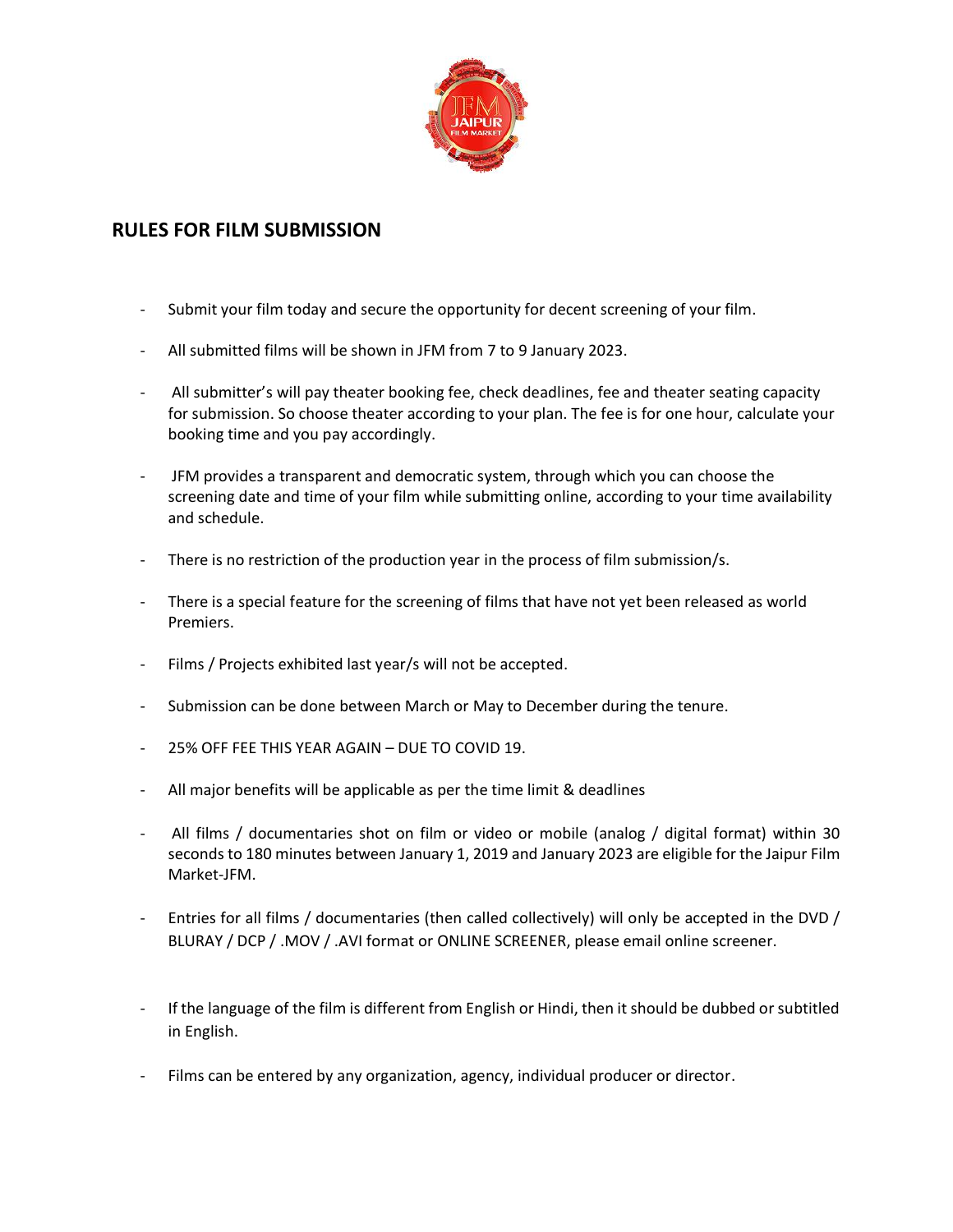## RULES FOR FILM SUBMISSION

- Submit your film today and secure the opportunity for decent screening of your film.
- All submitted films will be shown in JFM from 7 to 9 January 2023.
- All submitter's will pay theater booking fee, check deadlines, fee and theater seating capacity for submission. So choose theater according to your plan. The fee is for one hour, calculate your booking time and you pay accordingly.
- JFM provides a transparent and democratic system, through which you can choose the screening date and time of your film while submitting online, according to your time availability and schedule.
- There is no restriction of the production year in the process of film submission/s.
- There is a special feature for the screening of films that have not yet been released as world Premiers.
- Films / Projects exhibited last year/s will not be accepted.
- Submission can be done between March or May to December during the tenure.
- 25% OFF FEE THIS YEAR AGAIN – DUE TO COVID 19.
- All major benefits will be applicable as per the time limit & deadlines
- All films / documentaries shot on film or video or mobile (analog / digital format) within 30 seconds to 180 minutes between January 1, 2019 and January 2023 are eligible for the Jaipur Film Market-JFM.
- Entries for all films / documentaries (then called collectively) will only be accepted in the DVD / BLURAY / DCP / .MOV / .AVI format or ONLINE SCREENER, please email online screener.
- If the language of the film is different from English or Hindi, then it should be dubbed or subtitled in English.
- Films can be entered by any organization, agency, individual producer or director.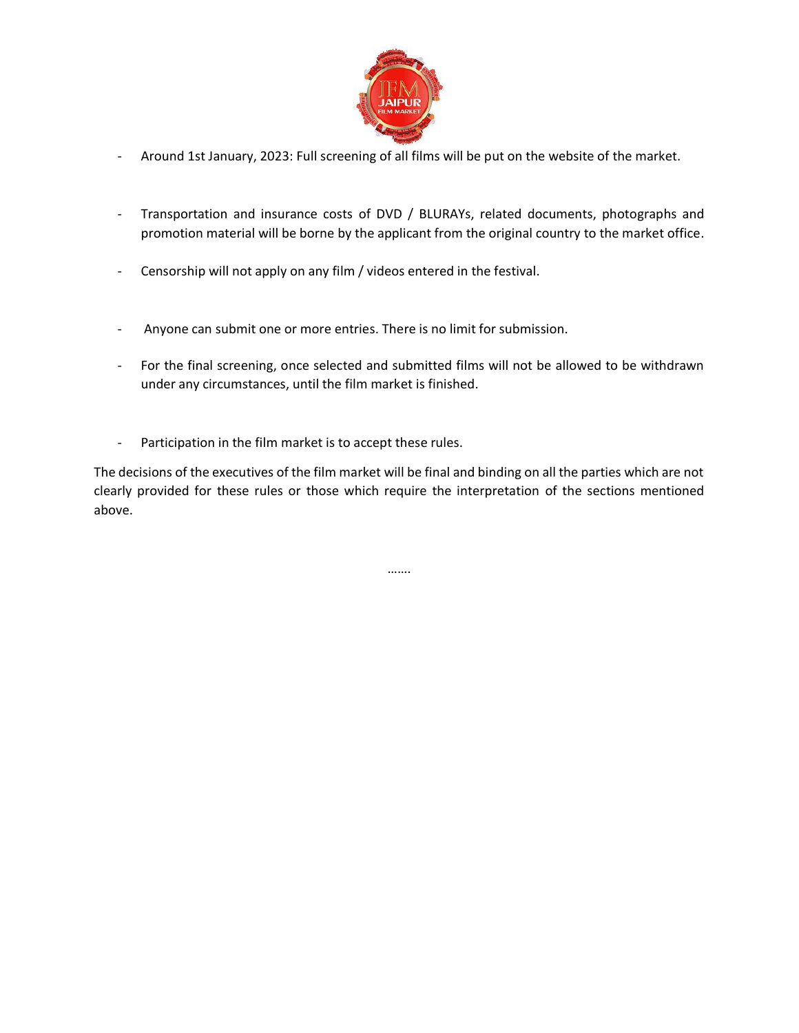- Around 1st January, 2023: Full screening of all films will be put on the website of the market.

- Transportation and insurance costs of DVD / BLURAYs, related documents, photographs and promotion material will be borne by the applicant from the original country to the market office.

- Censorship will not apply on any film / videos entered in the festival.

- Anyone can submit one or more entries. There is no limit for submission.

- For the final screening, once selected and submitted films will not be allowed to be withdrawn under any circumstances, until the film market is finished.

- Participation in the film market is to accept these rules.

The decisions of the executives of the film market will be final and binding on all the parties which are not clearly provided for these rules or those which require the interpretation of the sections mentioned above.

…….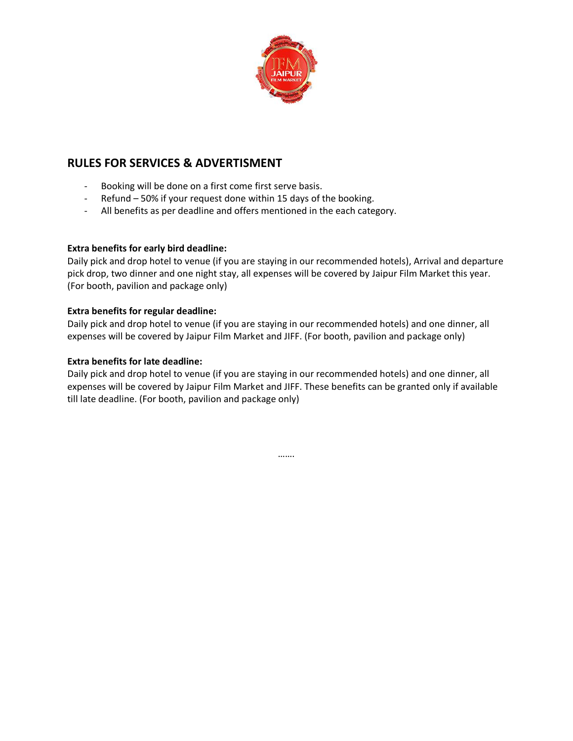## RULES FOR SERVICES & ADVERTISMENT

- Booking will be done on a first come first serve basis.
- Refund – 50% if your request done within 15 days of the booking.
- All benefits as per deadline and offers mentioned in the each category.

**Extra benefits for early bird deadline:**
Daily pick and drop hotel to venue (if you are staying in our recommended hotels), Arrival and departure pick drop, two dinner and one night stay, all expenses will be covered by Jaipur Film Market this year. (For booth, pavilion and package only)

**Extra benefits for regular deadline:**
Daily pick and drop hotel to venue (if you are staying in our recommended hotels) and one dinner, all expenses will be covered by Jaipur Film Market and JIFF. (For booth, pavilion and package only)

**Extra benefits for late deadline:**
Daily pick and drop hotel to venue (if you are staying in our recommended hotels) and one dinner, all expenses will be covered by Jaipur Film Market and JIFF. These benefits can be granted only if available till late deadline. (For booth, pavilion and package only)

…….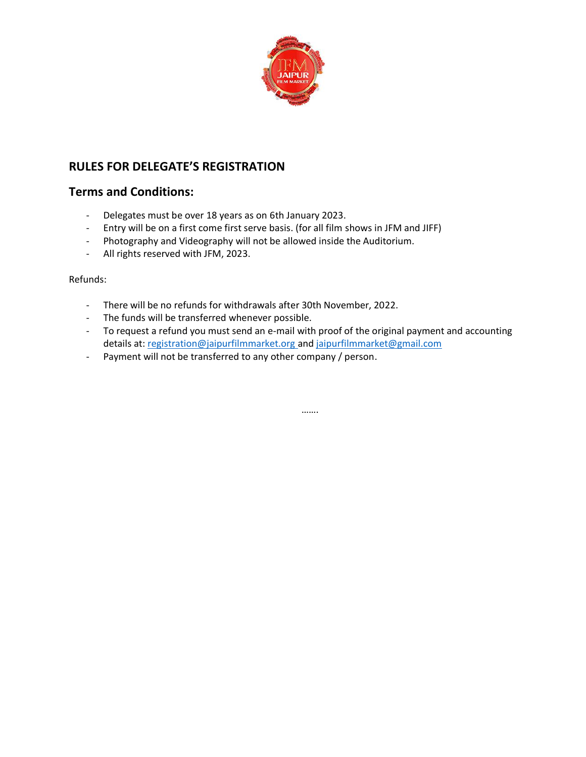## RULES FOR DELEGATE'S REGISTRATION

## Terms and Conditions:

- Delegates must be over 18 years as on 6th January 2023.
- Entry will be on a first come first serve basis. (for all film shows in JFM and JIFF)
- Photography and Videography will not be allowed inside the Auditorium.
- All rights reserved with JFM, 2023.

Refunds:

- There will be no refunds for withdrawals after 30th November, 2022.
- The funds will be transferred whenever possible.
- To request a refund you must send an e-mail with proof of the original payment and accounting details at: registration@jaipurfilmmarket.org and jaipurfilmmarket@gmail.com
- Payment will not be transferred to any other company / person.

…….